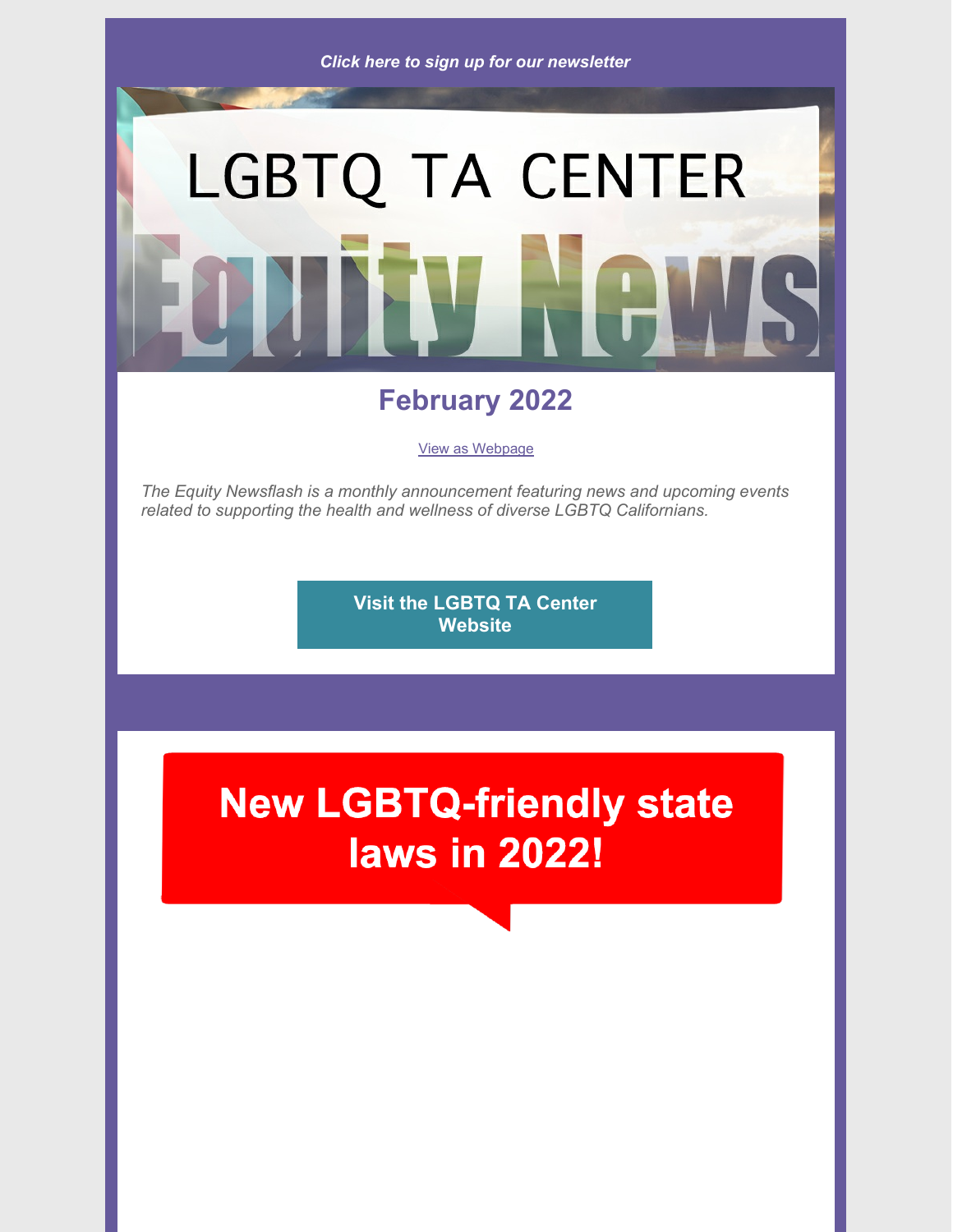*Click here to sign up for our newsletter*

# LGBTQ TA CENTER

# Equity News

## February 2022

View as Webpage

*The Equity Newsflash is a monthly announcement featuring news and upcoming events related to supporting the health and wellness of diverse LGBTQ Californians.*

**Visit the LGBTQ TA Center Website**

## New LGBTQ-friendly state laws in 2022!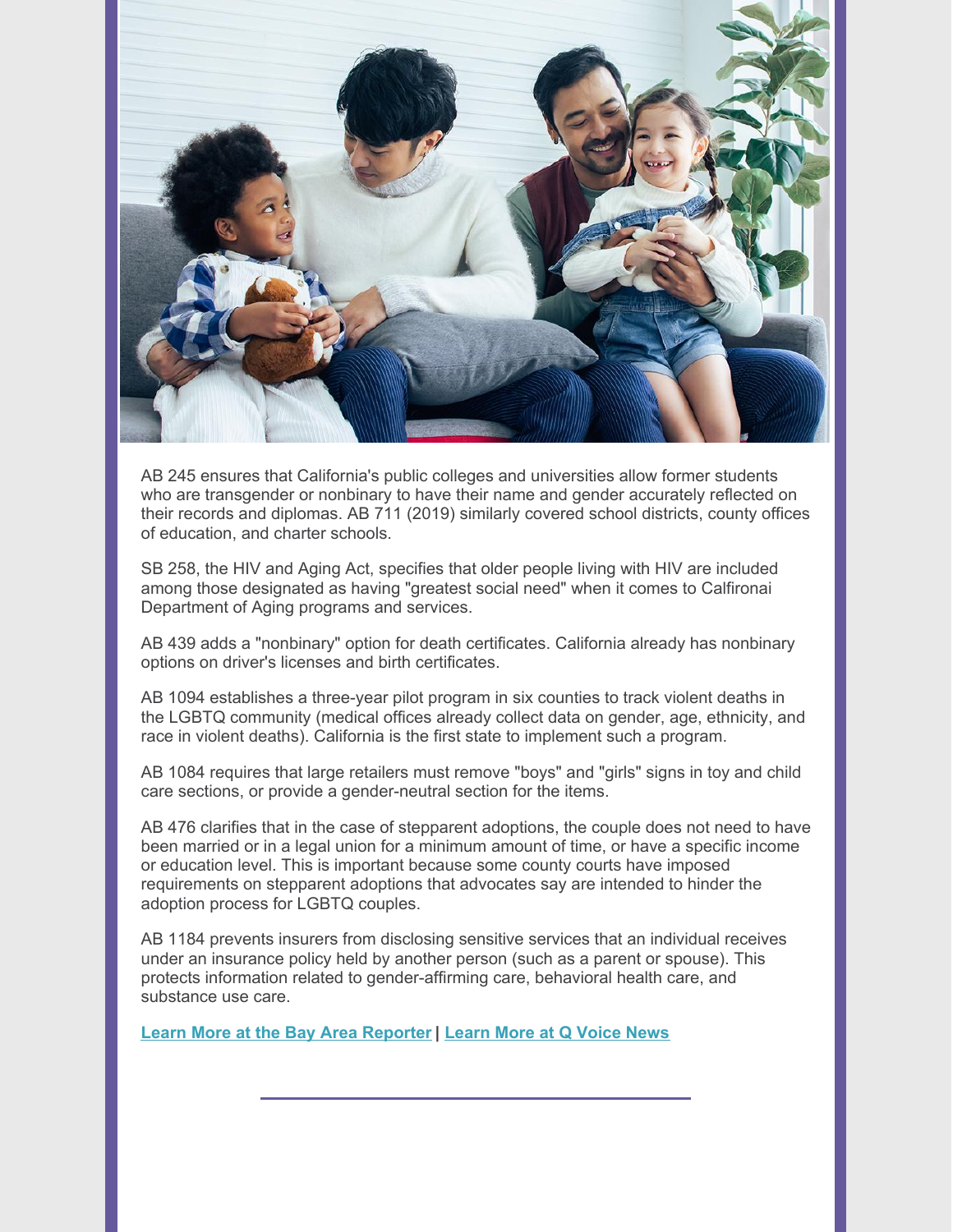AB 245 ensures that California's public colleges and universities allow former students who are transgender or nonbinary to have their name and gender accurately reflected on their records and diplomas. AB 711 (2019) similarly covered school districts, county offices of education, and charter schools.

SB 258, the HIV and Aging Act, specifies that older people living with HIV are included among those designated as having "greatest social need" when it comes to Calfironai Department of Aging programs and services.

AB 439 adds a "nonbinary" option for death certificates. California already has nonbinary options on driver's licenses and birth certificates.

AB 1094 establishes a three-year pilot program in six counties to track violent deaths in the LGBTQ community (medical offices already collect data on gender, age, ethnicity, and race in violent deaths). California is the first state to implement such a program.

AB 1084 requires that large retailers must remove "boys" and "girls" signs in toy and child care sections, or provide a gender-neutral section for the items.

AB 476 clarifies that in the case of stepparent adoptions, the couple does not need to have been married or in a legal union for a minimum amount of time, or have a specific income or education level. This is important because some county courts have imposed requirements on stepparent adoptions that advocates say are intended to hinder the adoption process for LGBTQ couples.

AB 1184 prevents insurers from disclosing sensitive services that an individual receives under an insurance policy held by another person (such as a parent or spouse). This protects information related to gender-affirming care, behavioral health care, and substance use care.

**Learn More at the Bay Area Reporter** | **Learn More at Q Voice News**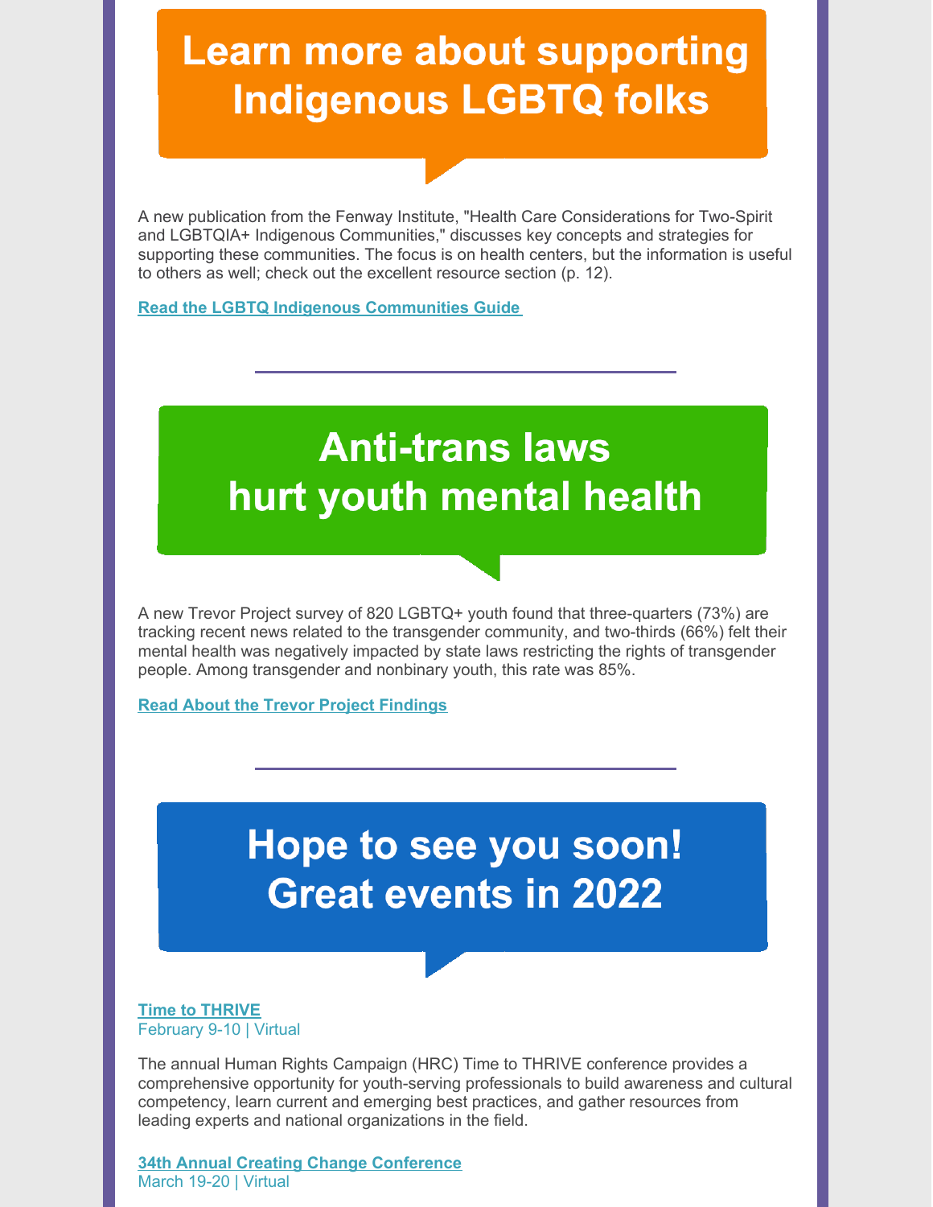# Learn more about supporting Indigenous LGBTQ folks

A new publication from the Fenway Institute, "Health Care Considerations for Two-Spirit and LGBTQIA+ Indigenous Communities," discusses key concepts and strategies for supporting these communities. The focus is on health centers, but the information is useful to others as well; check out the excellent resource section (p. 12).

**Read the LGBTQ Indigenous Communities Guide**

---

# Anti-trans laws hurt youth mental health

A new Trevor Project survey of 820 LGBTQ+ youth found that three-quarters (73%) are tracking recent news related to the transgender community, and two-thirds (66%) felt their mental health was negatively impacted by state laws restricting the rights of transgender people. Among transgender and nonbinary youth, this rate was 85%.

**Read About the Trevor Project Findings**

---

# Hope to see you soon! Great events in 2022

**Time to THRIVE**
February 9-10 | Virtual

The annual Human Rights Campaign (HRC) Time to THRIVE conference provides a comprehensive opportunity for youth-serving professionals to build awareness and cultural competency, learn current and emerging best practices, and gather resources from leading experts and national organizations in the field.

**34th Annual Creating Change Conference**
March 19-20 | Virtual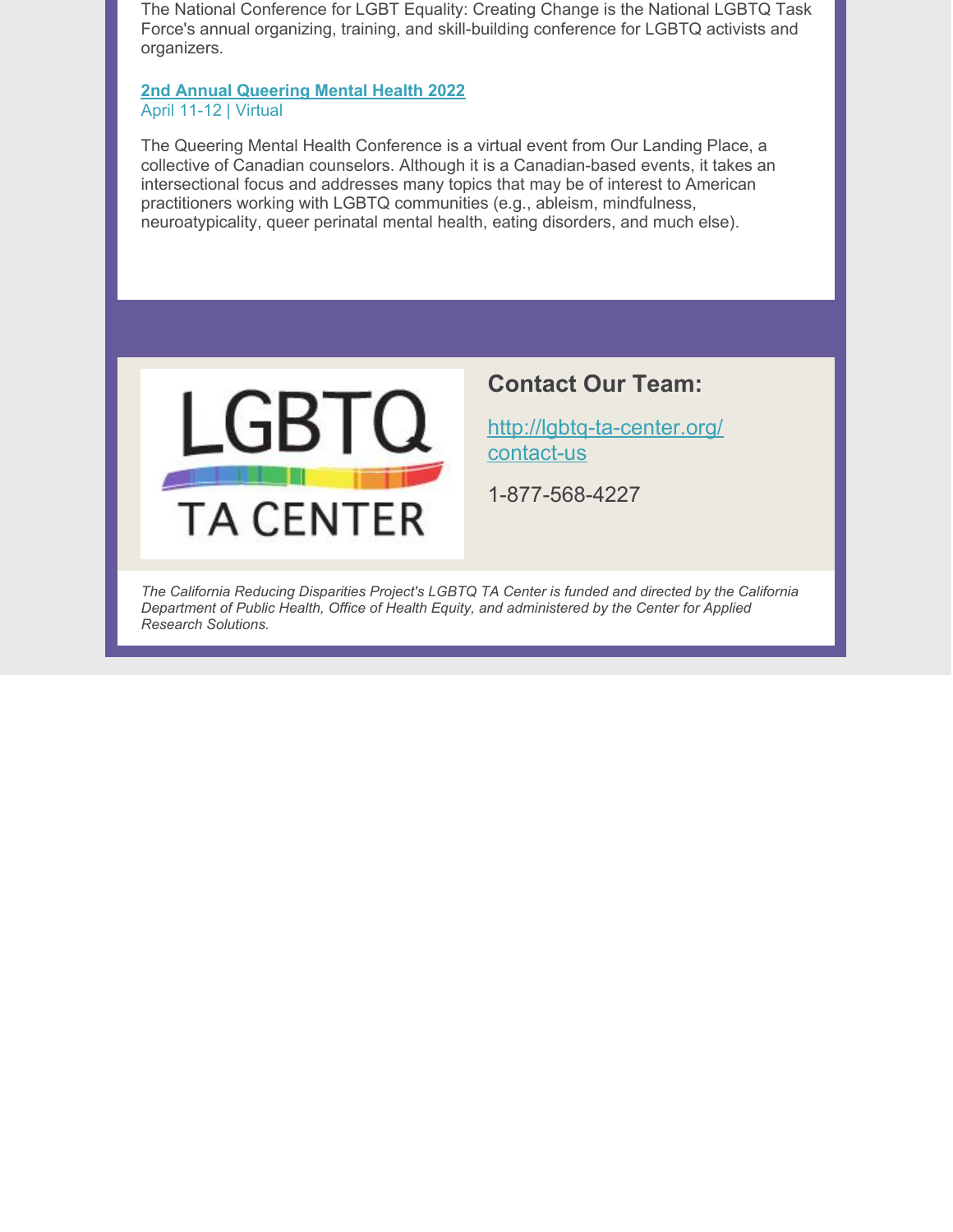The National Conference for LGBT Equality: Creating Change is the National LGBTQ Task Force's annual organizing, training, and skill-building conference for LGBTQ activists and organizers.

**2nd Annual Queering Mental Health 2022**
April 11-12 | Virtual

The Queering Mental Health Conference is a virtual event from Our Landing Place, a collective of Canadian counselors. Although it is a Canadian-based events, it takes an intersectional focus and addresses many topics that may be of interest to American practitioners working with LGBTQ communities (e.g., ableism, mindfulness, neuroatypicality, queer perinatal mental health, eating disorders, and much else).

LGBTQ TA CENTER

## Contact Our Team:

http://lgbtq-ta-center.org/contact-us

1-877-568-4227

*The California Reducing Disparities Project's LGBTQ TA Center is funded and directed by the California Department of Public Health, Office of Health Equity, and administered by the Center for Applied Research Solutions.*